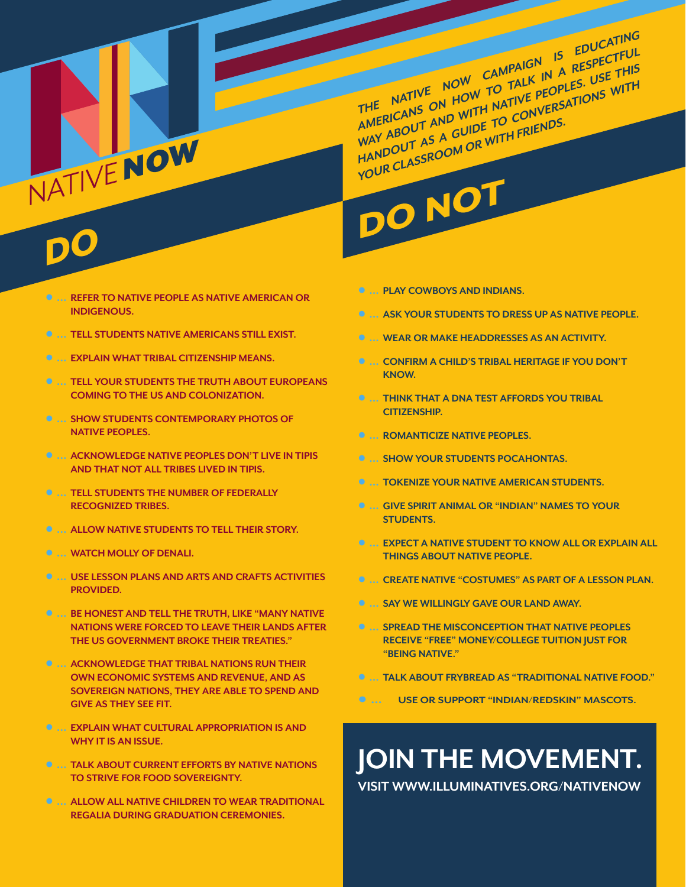# NATIVE NOW

THE NATIVE NOW CAMPAIGN IS EDUCATING AMERICANS ON HOW TO TALK IN A RESPECTFUL WAY ABOUT AND WITH NATIVE PEOPLES. USE THIS HANDOUT AS A GUIDE TO CONVERSATIONS WITH YOUR CLASSROOM OR WITH FRIENDS.

## DO

- … REFER TO NATIVE PEOPLE AS NATIVE AMERICAN OR INDIGENOUS.
- … TELL STUDENTS NATIVE AMERICANS STILL EXIST.
- … EXPLAIN WHAT TRIBAL CITIZENSHIP MEANS.
- … TELL YOUR STUDENTS THE TRUTH ABOUT EUROPEANS COMING TO THE US AND COLONIZATION.
- … SHOW STUDENTS CONTEMPORARY PHOTOS OF NATIVE PEOPLES.
- … ACKNOWLEDGE NATIVE PEOPLES DON'T LIVE IN TIPIS AND THAT NOT ALL TRIBES LIVED IN TIPIS.
- … TELL STUDENTS THE NUMBER OF FEDERALLY RECOGNIZED TRIBES.
- … ALLOW NATIVE STUDENTS TO TELL THEIR STORY.
- … WATCH MOLLY OF DENALI.
- … USE LESSON PLANS AND ARTS AND CRAFTS ACTIVITIES PROVIDED.
- … BE HONEST AND TELL THE TRUTH, LIKE "MANY NATIVE NATIONS WERE FORCED TO LEAVE THEIR LANDS AFTER THE US GOVERNMENT BROKE THEIR TREATIES."
- … ACKNOWLEDGE THAT TRIBAL NATIONS RUN THEIR OWN ECONOMIC SYSTEMS AND REVENUE, AND AS SOVEREIGN NATIONS, THEY ARE ABLE TO SPEND AND GIVE AS THEY SEE FIT.
- … EXPLAIN WHAT CULTURAL APPROPRIATION IS AND WHY IT IS AN ISSUE.
- … TALK ABOUT CURRENT EFFORTS BY NATIVE NATIONS TO STRIVE FOR FOOD SOVEREIGNTY.
- … ALLOW ALL NATIVE CHILDREN TO WEAR TRADITIONAL REGALIA DURING GRADUATION CEREMONIES.

## DO NOT

- … PLAY COWBOYS AND INDIANS.
- … ASK YOUR STUDENTS TO DRESS UP AS NATIVE PEOPLE.
- … WEAR OR MAKE HEADDRESSES AS AN ACTIVITY.
- … CONFIRM A CHILD'S TRIBAL HERITAGE IF YOU DON'T KNOW.
- … THINK THAT A DNA TEST AFFORDS YOU TRIBAL CITIZENSHIP.
- … ROMANTICIZE NATIVE PEOPLES.
- … SHOW YOUR STUDENTS POCAHONTAS.
- … TOKENIZE YOUR NATIVE AMERICAN STUDENTS.
- … GIVE SPIRIT ANIMAL OR "INDIAN" NAMES TO YOUR STUDENTS.
- … EXPECT A NATIVE STUDENT TO KNOW ALL OR EXPLAIN ALL THINGS ABOUT NATIVE PEOPLE.
- … CREATE NATIVE "COSTUMES" AS PART OF A LESSON PLAN.
- … SAY WE WILLINGLY GAVE OUR LAND AWAY.
- … SPREAD THE MISCONCEPTION THAT NATIVE PEOPLES RECEIVE "FREE" MONEY/COLLEGE TUITION JUST FOR "BEING NATIVE."
- … TALK ABOUT FRYBREAD AS "TRADITIONAL NATIVE FOOD."
- … USE OR SUPPORT "INDIAN/REDSKIN" MASCOTS.

## JOIN THE MOVEMENT.

VISIT WWW.ILLUMINATIVES.ORG/NATIVENOW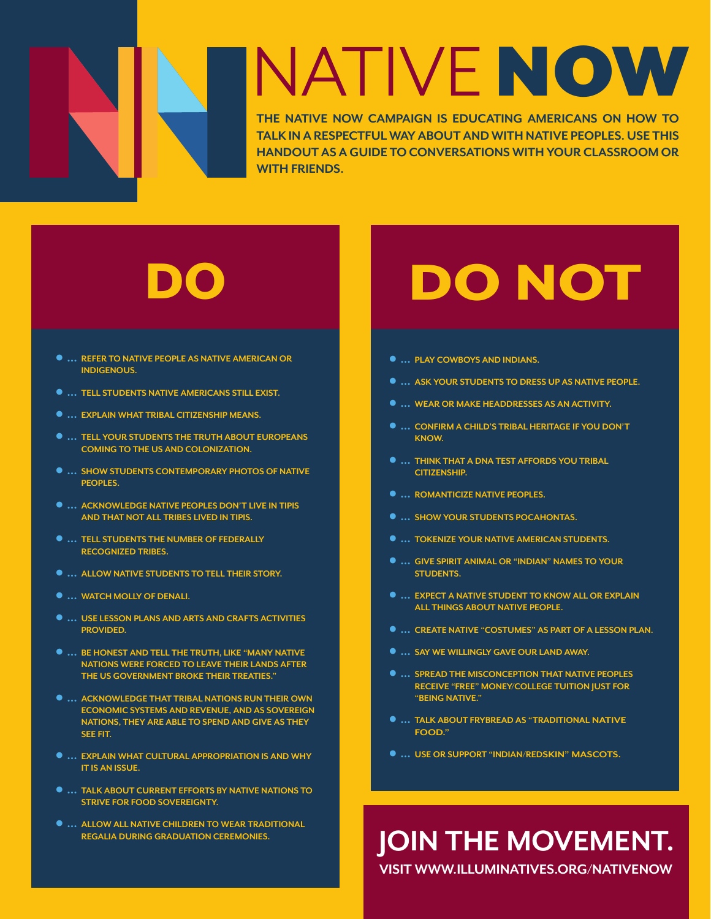# NATIVE NOW

**THE NATIVE NOW CAMPAIGN IS EDUCATING AMERICANS ON HOW TO TALK IN A RESPECTFUL WAY ABOUT AND WITH NATIVE PEOPLES. USE THIS HANDOUT AS A GUIDE TO CONVERSATIONS WITH YOUR CLASSROOM OR WITH FRIENDS.**

## DO

- … REFER TO NATIVE PEOPLE AS NATIVE AMERICAN OR INDIGENOUS.
- … TELL STUDENTS NATIVE AMERICANS STILL EXIST.
- … EXPLAIN WHAT TRIBAL CITIZENSHIP MEANS.
- … TELL YOUR STUDENTS THE TRUTH ABOUT EUROPEANS COMING TO THE US AND COLONIZATION.
- … SHOW STUDENTS CONTEMPORARY PHOTOS OF NATIVE PEOPLES.
- … ACKNOWLEDGE NATIVE PEOPLES DON'T LIVE IN TIPIS AND THAT NOT ALL TRIBES LIVED IN TIPIS.
- … TELL STUDENTS THE NUMBER OF FEDERALLY RECOGNIZED TRIBES.
- … ALLOW NATIVE STUDENTS TO TELL THEIR STORY.
- … WATCH MOLLY OF DENALI.
- … USE LESSON PLANS AND ARTS AND CRAFTS ACTIVITIES PROVIDED.
- … BE HONEST AND TELL THE TRUTH, LIKE "MANY NATIVE NATIONS WERE FORCED TO LEAVE THEIR LANDS AFTER THE US GOVERNMENT BROKE THEIR TREATIES."
- … ACKNOWLEDGE THAT TRIBAL NATIONS RUN THEIR OWN ECONOMIC SYSTEMS AND REVENUE, AND AS SOVEREIGN NATIONS, THEY ARE ABLE TO SPEND AND GIVE AS THEY SEE FIT.
- … EXPLAIN WHAT CULTURAL APPROPRIATION IS AND WHY IT IS AN ISSUE.
- … TALK ABOUT CURRENT EFFORTS BY NATIVE NATIONS TO STRIVE FOR FOOD SOVEREIGNTY.
- … ALLOW ALL NATIVE CHILDREN TO WEAR TRADITIONAL REGALIA DURING GRADUATION CEREMONIES.

## DO NOT

- … PLAY COWBOYS AND INDIANS.
- … ASK YOUR STUDENTS TO DRESS UP AS NATIVE PEOPLE.
- … WEAR OR MAKE HEADDRESSES AS AN ACTIVITY.
- … CONFIRM A CHILD'S TRIBAL HERITAGE IF YOU DON'T KNOW.
- … THINK THAT A DNA TEST AFFORDS YOU TRIBAL CITIZENSHIP.
- … ROMANTICIZE NATIVE PEOPLES.
- … SHOW YOUR STUDENTS POCAHONTAS.
- … TOKENIZE YOUR NATIVE AMERICAN STUDENTS.
- … GIVE SPIRIT ANIMAL OR "INDIAN" NAMES TO YOUR STUDENTS.
- … EXPECT A NATIVE STUDENT TO KNOW ALL OR EXPLAIN ALL THINGS ABOUT NATIVE PEOPLE.
- … CREATE NATIVE "COSTUMES" AS PART OF A LESSON PLAN.
- … SAY WE WILLINGLY GAVE OUR LAND AWAY.
- … SPREAD THE MISCONCEPTION THAT NATIVE PEOPLES RECEIVE "FREE" MONEY/COLLEGE TUITION JUST FOR "BEING NATIVE."
- … TALK ABOUT FRYBREAD AS "TRADITIONAL NATIVE FOOD."
- … USE OR SUPPORT "INDIAN/REDSKIN" MASCOTS.

## JOIN THE MOVEMENT.

**VISIT WWW.ILLUMINATIVES.ORG/NATIVENOW**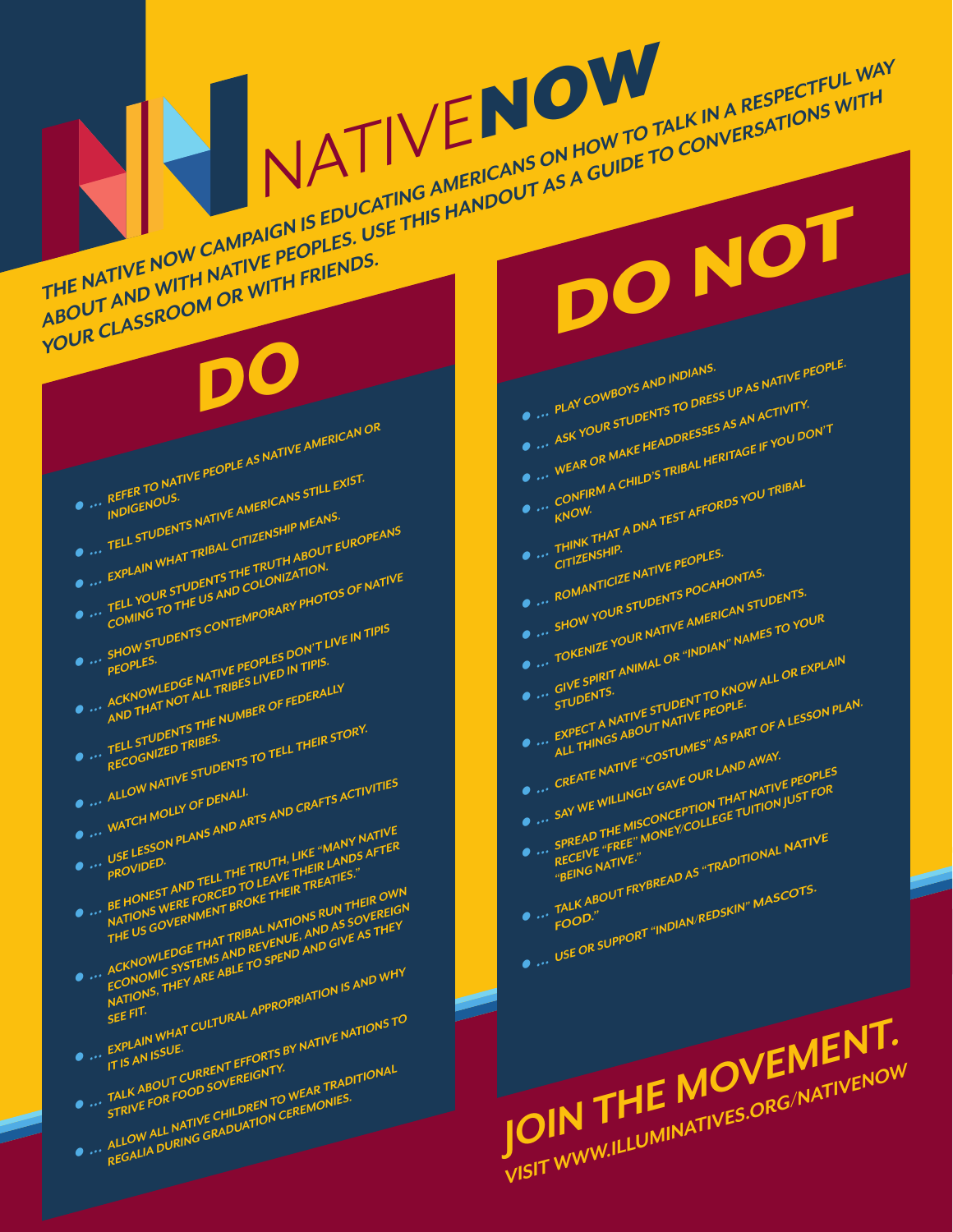# NATIVE NOW

**THE NATIVE NOW CAMPAIGN IS EDUCATING AMERICANS ON HOW TO TALK IN A RESPECTFUL WAY ABOUT AND WITH NATIVE PEOPLES. USE THIS HANDOUT AS A GUIDE TO CONVERSATIONS WITH YOUR CLASSROOM OR WITH FRIENDS.**

## DO

- ... REFER TO NATIVE PEOPLE AS NATIVE AMERICAN OR INDIGENOUS.
- ... TELL STUDENTS NATIVE AMERICANS STILL EXIST.
- ... EXPLAIN WHAT TRIBAL CITIZENSHIP MEANS.
- ... TELL YOUR STUDENTS THE TRUTH ABOUT EUROPEANS COMING TO THE US AND COLONIZATION.
- ... SHOW STUDENTS CONTEMPORARY PHOTOS OF NATIVE PEOPLES.
- ... ACKNOWLEDGE NATIVE PEOPLES DON'T LIVE IN TIPIS AND THAT NOT ALL TRIBES LIVED IN TIPIS.
- ... TELL STUDENTS THE NUMBER OF FEDERALLY RECOGNIZED TRIBES.
- ... ALLOW NATIVE STUDENTS TO TELL THEIR STORY.
- ... WATCH MOLLY OF DENALI.
- ... USE LESSON PLANS AND ARTS AND CRAFTS ACTIVITIES PROVIDED.
- ... BE HONEST AND TELL THE TRUTH, LIKE "MANY NATIVE NATIONS WERE FORCED TO LEAVE THEIR LANDS AFTER THE US GOVERNMENT BROKE THEIR TREATIES."
- ... ACKNOWLEDGE THAT TRIBAL NATIONS RUN THEIR OWN ECONOMIC SYSTEMS AND REVENUE, AND AS SOVEREIGN NATIONS, THEY ARE ABLE TO SPEND AND GIVE AS THEY SEE FIT.
- ... EXPLAIN WHAT CULTURAL APPROPRIATION IS AND WHY IT IS AN ISSUE.
- ... TALK ABOUT CURRENT EFFORTS BY NATIVE NATIONS TO STRIVE FOR FOOD SOVEREIGNTY.
- ... ALLOW ALL NATIVE CHILDREN TO WEAR TRADITIONAL REGALIA DURING GRADUATION CEREMONIES.

## DO NOT

- ... PLAY COWBOYS AND INDIANS.
- ... ASK YOUR STUDENTS TO DRESS UP AS NATIVE PEOPLE.
- ... WEAR OR MAKE HEADDRESSES AS AN ACTIVITY.
- ... CONFIRM A CHILD'S TRIBAL HERITAGE IF YOU DON'T KNOW.
- ... THINK THAT A DNA TEST AFFORDS YOU TRIBAL CITIZENSHIP.
- ... ROMANTICIZE NATIVE PEOPLES.
- ... SHOW YOUR STUDENTS POCAHONTAS.
- ... TOKENIZE YOUR NATIVE AMERICAN STUDENTS.
- ... GIVE SPIRIT ANIMAL OR "INDIAN" NAMES TO YOUR STUDENTS.
- ... EXPECT A NATIVE STUDENT TO KNOW ALL OR EXPLAIN ALL THINGS ABOUT NATIVE PEOPLE.
- ... CREATE NATIVE "COSTUMES" AS PART OF A LESSON PLAN.
- ... SAY WE WILLINGLY GAVE OUR LAND AWAY.
- ... SPREAD THE MISCONCEPTION THAT NATIVE PEOPLES RECEIVE "FREE" MONEY/COLLEGE TUITION JUST FOR "BEING NATIVE."
- ... TALK ABOUT FRYBREAD AS "TRADITIONAL NATIVE FOOD."
- ... USE OR SUPPORT "INDIAN/REDSKIN" MASCOTS.

**JOIN THE MOVEMENT.**

**VISIT WWW.ILLUMINATIVES.ORG/NATIVENOW**